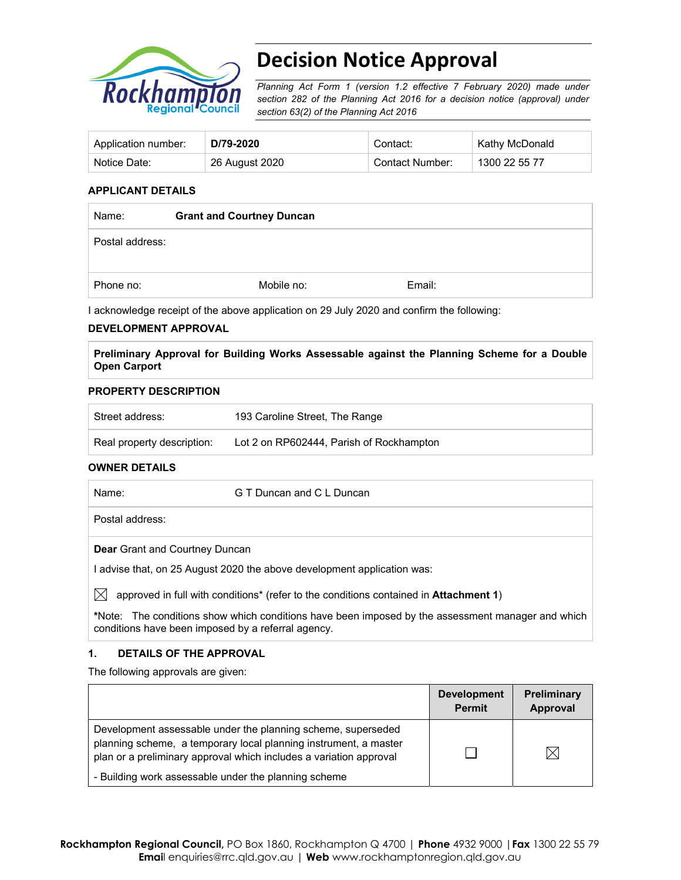# Decision Notice Approval

*Planning Act Form 1 (version 1.2 effective 7 February 2020) made under section 282 of the Planning Act 2016 for a decision notice (approval) under section 63(2) of the Planning Act 2016*

| Application number: | **D/79-2020** | Contact: | Kathy McDonald |
|---|---|---|---|
| Notice Date: | 26 August 2020 | Contact Number: | 1300 22 55 77 |

### APPLICANT DETAILS

| Name: | **Grant and Courtney Duncan** | |
|---|---|---|
| Postal address: | | |
| Phone no: | Mobile no: | Email: |

I acknowledge receipt of the above application on 29 July 2020 and confirm the following:

### DEVELOPMENT APPROVAL

**Preliminary Approval for Building Works Assessable against the Planning Scheme for a Double Open Carport**

### PROPERTY DESCRIPTION

| Street address: | 193 Caroline Street, The Range |
|---|---|
| Real property description: | Lot 2 on RP602444, Parish of Rockhampton |

### OWNER DETAILS

| Name: | G T Duncan and C L Duncan |
|---|---|
| Postal address: | |

**Dear** Grant and Courtney Duncan

I advise that, on 25 August 2020 the above development application was:

☒ approved in full with conditions* (refer to the conditions contained in **Attachment 1**)

***Note:** The conditions show which conditions have been imposed by the assessment manager and which conditions have been imposed by a referral agency.

### 1. DETAILS OF THE APPROVAL

The following approvals are given:

| | Development Permit | Preliminary Approval |
|---|---|---|
| Development assessable under the planning scheme, superseded planning scheme, a temporary local planning instrument, a master plan or a preliminary approval which includes a variation approval<br>- Building work assessable under the planning scheme | ☐ | ☒ |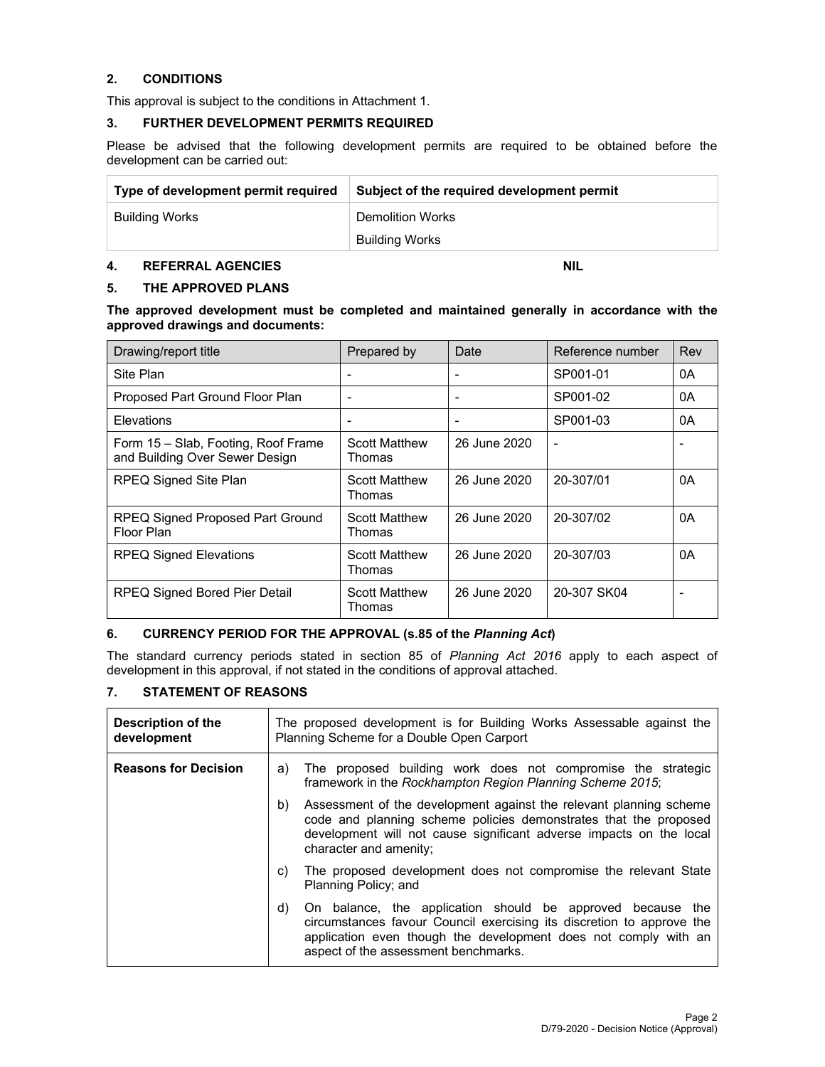## 2. CONDITIONS

This approval is subject to the conditions in Attachment 1.

## 3. FURTHER DEVELOPMENT PERMITS REQUIRED

Please be advised that the following development permits are required to be obtained before the development can be carried out:

| Type of development permit required | Subject of the required development permit |
|---|---|
| Building Works | Demolition Works<br>Building Works |

## 4. REFERRAL AGENCIES NIL

## 5. THE APPROVED PLANS

**The approved development must be completed and maintained generally in accordance with the approved drawings and documents:**

| Drawing/report title | Prepared by | Date | Reference number | Rev |
|---|---|---|---|---|
| Site Plan | - | - | SP001-01 | 0A |
| Proposed Part Ground Floor Plan | - | - | SP001-02 | 0A |
| Elevations | - | - | SP001-03 | 0A |
| Form 15 – Slab, Footing, Roof Frame and Building Over Sewer Design | Scott Matthew Thomas | 26 June 2020 | - | - |
| RPEQ Signed Site Plan | Scott Matthew Thomas | 26 June 2020 | 20-307/01 | 0A |
| RPEQ Signed Proposed Part Ground Floor Plan | Scott Matthew Thomas | 26 June 2020 | 20-307/02 | 0A |
| RPEQ Signed Elevations | Scott Matthew Thomas | 26 June 2020 | 20-307/03 | 0A |
| RPEQ Signed Bored Pier Detail | Scott Matthew Thomas | 26 June 2020 | 20-307 SK04 | - |

## 6. CURRENCY PERIOD FOR THE APPROVAL (s.85 of the *Planning Act*)

The standard currency periods stated in section 85 of *Planning Act 2016* apply to each aspect of development in this approval, if not stated in the conditions of approval attached.

## 7. STATEMENT OF REASONS

| **Description of the development** | The proposed development is for Building Works Assessable against the Planning Scheme for a Double Open Carport |
|---|---|
| **Reasons for Decision** | a) The proposed building work does not compromise the strategic framework in the *Rockhampton Region Planning Scheme 2015*;<br>b) Assessment of the development against the relevant planning scheme code and planning scheme policies demonstrates that the proposed development will not cause significant adverse impacts on the local character and amenity;<br>c) The proposed development does not compromise the relevant State Planning Policy; and<br>d) On balance, the application should be approved because the circumstances favour Council exercising its discretion to approve the application even though the development does not comply with an aspect of the assessment benchmarks. |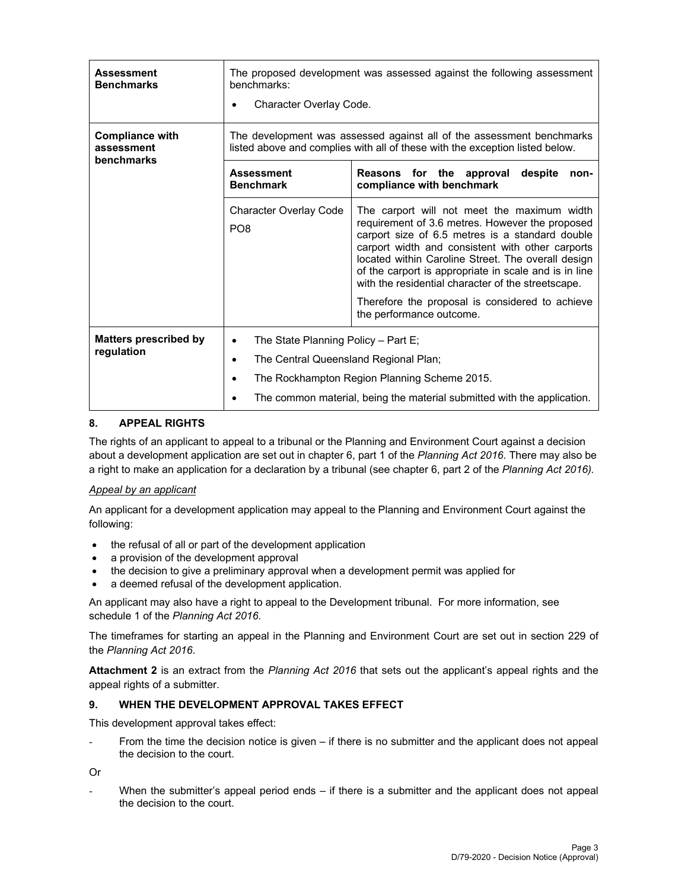| **Assessment Benchmarks** | The proposed development was assessed against the following assessment benchmarks:<br>• Character Overlay Code. | |
|---|---|---|
| **Compliance with assessment benchmarks** | The development was assessed against all of the assessment benchmarks listed above and complies with all of these with the exception listed below. | |
| | **Assessment Benchmark** | **Reasons for the approval despite non-compliance with benchmark** |
| | Character Overlay Code PO8 | The carport will not meet the maximum width requirement of 3.6 metres. However the proposed carport size of 6.5 metres is a standard double carport width and consistent with other carports located within Caroline Street. The overall design of the carport is appropriate in scale and is in line with the residential character of the streetscape.<br><br>Therefore the proposal is considered to achieve the performance outcome. |
| **Matters prescribed by regulation** | • The State Planning Policy – Part E;<br>• The Central Queensland Regional Plan;<br>• The Rockhampton Region Planning Scheme 2015.<br>• The common material, being the material submitted with the application. | |

## 8. APPEAL RIGHTS

The rights of an applicant to appeal to a tribunal or the Planning and Environment Court against a decision about a development application are set out in chapter 6, part 1 of the *Planning Act 2016*. There may also be a right to make an application for a declaration by a tribunal (see chapter 6, part 2 of the *Planning Act 2016).*

*Appeal by an applicant*

An applicant for a development application may appeal to the Planning and Environment Court against the following:

- the refusal of all or part of the development application
- a provision of the development approval
- the decision to give a preliminary approval when a development permit was applied for
- a deemed refusal of the development application.

An applicant may also have a right to appeal to the Development tribunal. For more information, see schedule 1 of the *Planning Act 2016*.

The timeframes for starting an appeal in the Planning and Environment Court are set out in section 229 of the *Planning Act 2016*.

**Attachment 2** is an extract from the *Planning Act 2016* that sets out the applicant's appeal rights and the appeal rights of a submitter.

## 9. WHEN THE DEVELOPMENT APPROVAL TAKES EFFECT

This development approval takes effect:

- From the time the decision notice is given – if there is no submitter and the applicant does not appeal the decision to the court.

Or

- When the submitter's appeal period ends – if there is a submitter and the applicant does not appeal the decision to the court.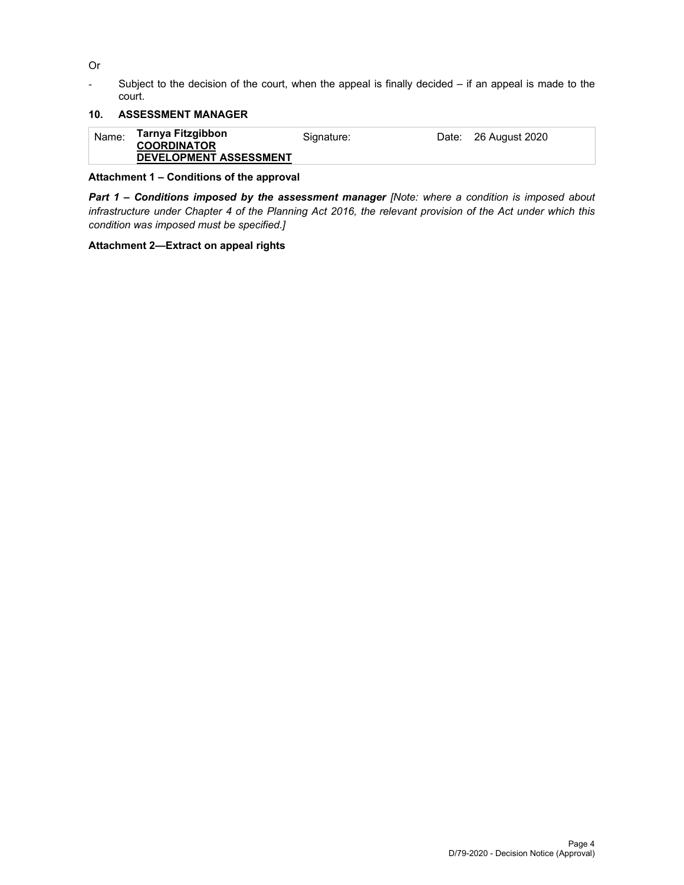Or

- Subject to the decision of the court, when the appeal is finally decided – if an appeal is made to the court.

## 10. ASSESSMENT MANAGER

| Name: | **Tarnya Fitzgibbon** **COORDINATOR DEVELOPMENT ASSESSMENT** | Signature: | Date: 26 August 2020 |
|---|---|---|---|

**Attachment 1 – Conditions of the approval**

***Part 1 – Conditions imposed by the assessment manager*** *[Note: where a condition is imposed about infrastructure under Chapter 4 of the Planning Act 2016, the relevant provision of the Act under which this condition was imposed must be specified.]*

**Attachment 2—Extract on appeal rights**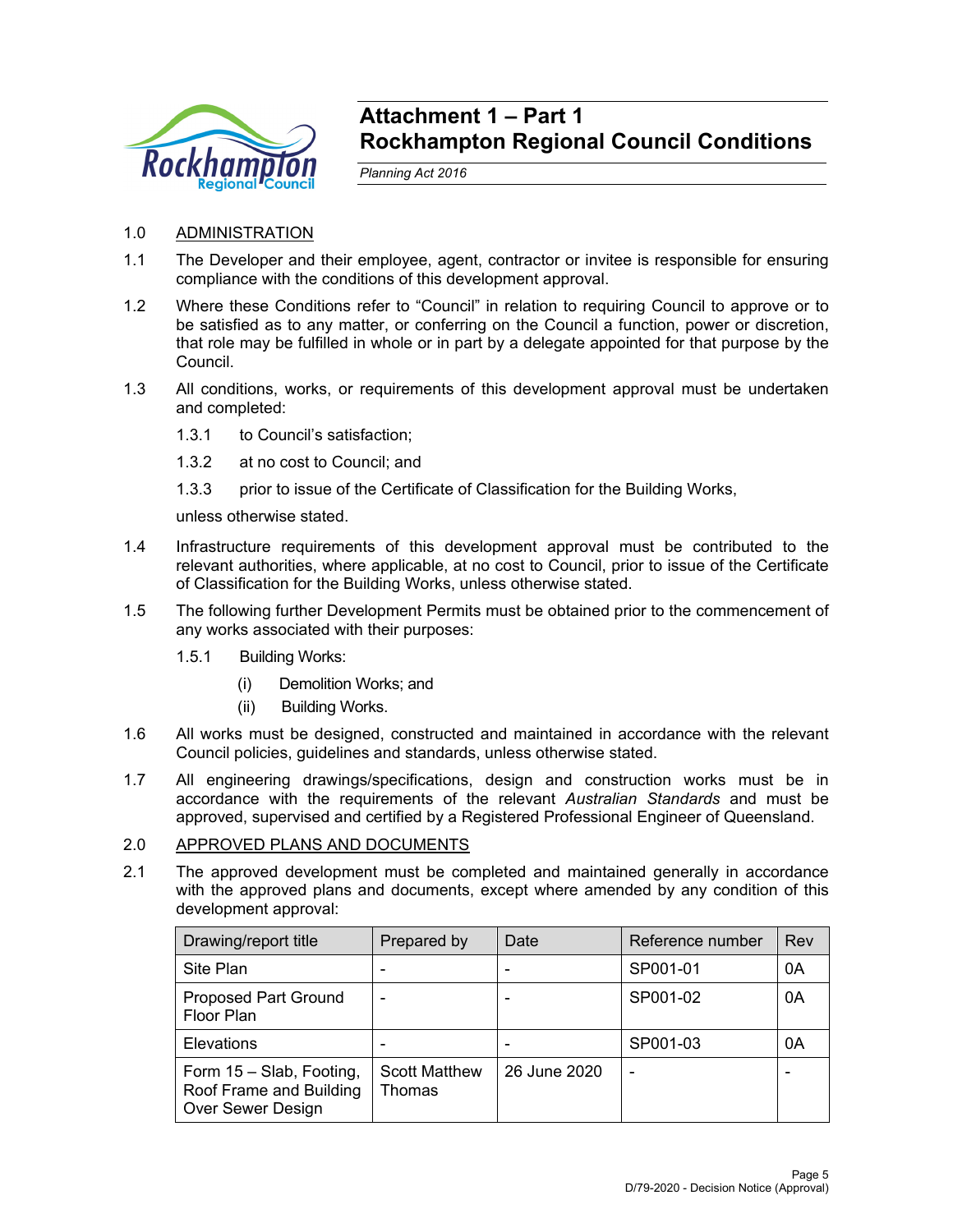# Attachment 1 – Part 1
# Rockhampton Regional Council Conditions

*Planning Act 2016*

1.0 ADMINISTRATION

1.1 The Developer and their employee, agent, contractor or invitee is responsible for ensuring compliance with the conditions of this development approval.

1.2 Where these Conditions refer to "Council" in relation to requiring Council to approve or to be satisfied as to any matter, or conferring on the Council a function, power or discretion, that role may be fulfilled in whole or in part by a delegate appointed for that purpose by the Council.

1.3 All conditions, works, or requirements of this development approval must be undertaken and completed:

1.3.1 to Council's satisfaction;

1.3.2 at no cost to Council; and

1.3.3 prior to issue of the Certificate of Classification for the Building Works,

unless otherwise stated.

1.4 Infrastructure requirements of this development approval must be contributed to the relevant authorities, where applicable, at no cost to Council, prior to issue of the Certificate of Classification for the Building Works, unless otherwise stated.

1.5 The following further Development Permits must be obtained prior to the commencement of any works associated with their purposes:

1.5.1 Building Works:

(i) Demolition Works; and

(ii) Building Works.

1.6 All works must be designed, constructed and maintained in accordance with the relevant Council policies, guidelines and standards, unless otherwise stated.

1.7 All engineering drawings/specifications, design and construction works must be in accordance with the requirements of the relevant *Australian Standards* and must be approved, supervised and certified by a Registered Professional Engineer of Queensland.

2.0 APPROVED PLANS AND DOCUMENTS

2.1 The approved development must be completed and maintained generally in accordance with the approved plans and documents, except where amended by any condition of this development approval:

| Drawing/report title | Prepared by | Date | Reference number | Rev |
|---|---|---|---|---|
| Site Plan | - | - | SP001-01 | 0A |
| Proposed Part Ground Floor Plan | - | - | SP001-02 | 0A |
| Elevations | - | - | SP001-03 | 0A |
| Form 15 – Slab, Footing, Roof Frame and Building Over Sewer Design | Scott Matthew Thomas | 26 June 2020 | - | - |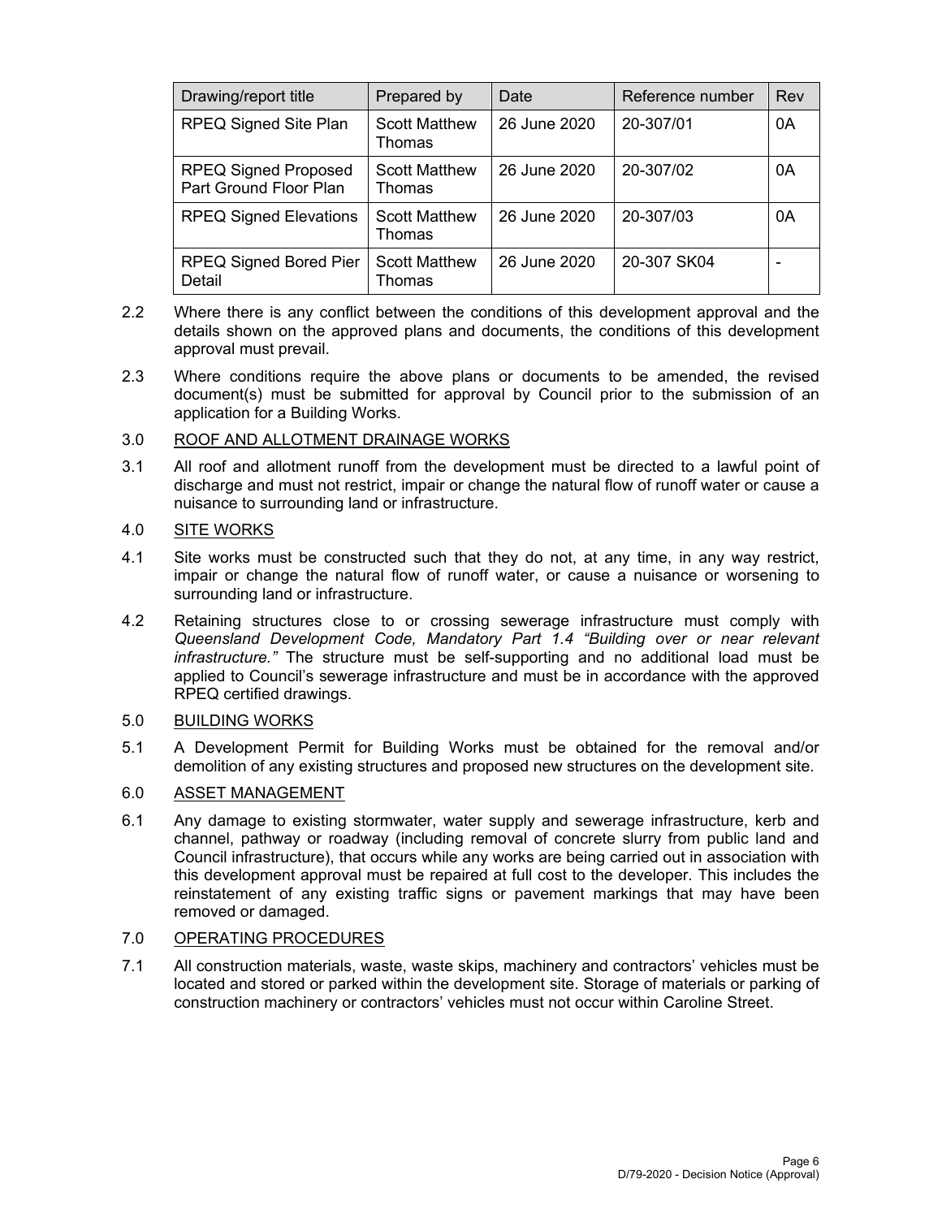| Drawing/report title | Prepared by | Date | Reference number | Rev |
|---|---|---|---|---|
| RPEQ Signed Site Plan | Scott Matthew Thomas | 26 June 2020 | 20-307/01 | 0A |
| RPEQ Signed Proposed Part Ground Floor Plan | Scott Matthew Thomas | 26 June 2020 | 20-307/02 | 0A |
| RPEQ Signed Elevations | Scott Matthew Thomas | 26 June 2020 | 20-307/03 | 0A |
| RPEQ Signed Bored Pier Detail | Scott Matthew Thomas | 26 June 2020 | 20-307 SK04 | - |

2.2 Where there is any conflict between the conditions of this development approval and the details shown on the approved plans and documents, the conditions of this development approval must prevail.

2.3 Where conditions require the above plans or documents to be amended, the revised document(s) must be submitted for approval by Council prior to the submission of an application for a Building Works.

3.0 <u>ROOF AND ALLOTMENT DRAINAGE WORKS</u>

3.1 All roof and allotment runoff from the development must be directed to a lawful point of discharge and must not restrict, impair or change the natural flow of runoff water or cause a nuisance to surrounding land or infrastructure.

4.0 <u>SITE WORKS</u>

4.1 Site works must be constructed such that they do not, at any time, in any way restrict, impair or change the natural flow of runoff water, or cause a nuisance or worsening to surrounding land or infrastructure.

4.2 Retaining structures close to or crossing sewerage infrastructure must comply with *Queensland Development Code, Mandatory Part 1.4 "Building over or near relevant infrastructure."* The structure must be self-supporting and no additional load must be applied to Council's sewerage infrastructure and must be in accordance with the approved RPEQ certified drawings.

5.0 <u>BUILDING WORKS</u>

5.1 A Development Permit for Building Works must be obtained for the removal and/or demolition of any existing structures and proposed new structures on the development site.

6.0 <u>ASSET MANAGEMENT</u>

6.1 Any damage to existing stormwater, water supply and sewerage infrastructure, kerb and channel, pathway or roadway (including removal of concrete slurry from public land and Council infrastructure), that occurs while any works are being carried out in association with this development approval must be repaired at full cost to the developer. This includes the reinstatement of any existing traffic signs or pavement markings that may have been removed or damaged.

7.0 <u>OPERATING PROCEDURES</u>

7.1 All construction materials, waste, waste skips, machinery and contractors' vehicles must be located and stored or parked within the development site. Storage of materials or parking of construction machinery or contractors' vehicles must not occur within Caroline Street.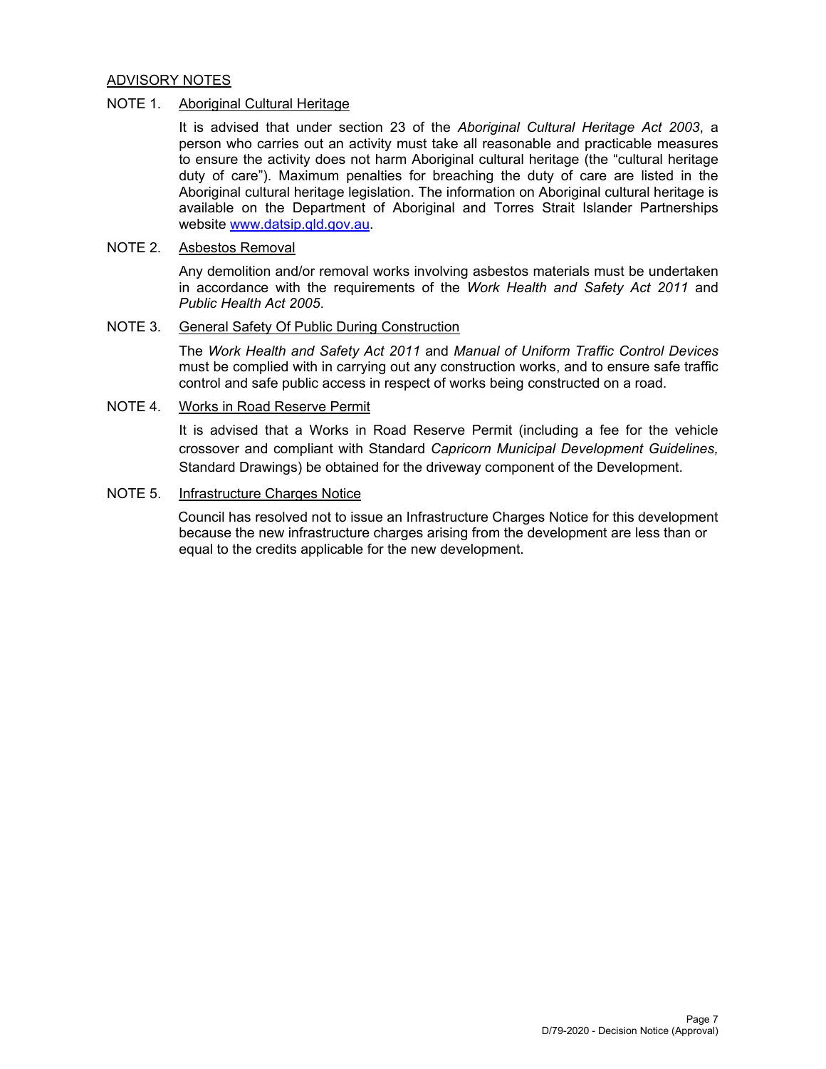## ADVISORY NOTES

NOTE 1. Aboriginal Cultural Heritage

It is advised that under section 23 of the *Aboriginal Cultural Heritage Act 2003*, a person who carries out an activity must take all reasonable and practicable measures to ensure the activity does not harm Aboriginal cultural heritage (the "cultural heritage duty of care"). Maximum penalties for breaching the duty of care are listed in the Aboriginal cultural heritage legislation. The information on Aboriginal cultural heritage is available on the Department of Aboriginal and Torres Strait Islander Partnerships website www.datsip.qld.gov.au.

NOTE 2. Asbestos Removal

Any demolition and/or removal works involving asbestos materials must be undertaken in accordance with the requirements of the *Work Health and Safety Act 2011* and *Public Health Act 2005*.

NOTE 3. General Safety Of Public During Construction

The *Work Health and Safety Act 2011* and *Manual of Uniform Traffic Control Devices* must be complied with in carrying out any construction works, and to ensure safe traffic control and safe public access in respect of works being constructed on a road.

NOTE 4. Works in Road Reserve Permit

It is advised that a Works in Road Reserve Permit (including a fee for the vehicle crossover and compliant with Standard *Capricorn Municipal Development Guidelines,* Standard Drawings) be obtained for the driveway component of the Development.

NOTE 5. Infrastructure Charges Notice

Council has resolved not to issue an Infrastructure Charges Notice for this development because the new infrastructure charges arising from the development are less than or equal to the credits applicable for the new development.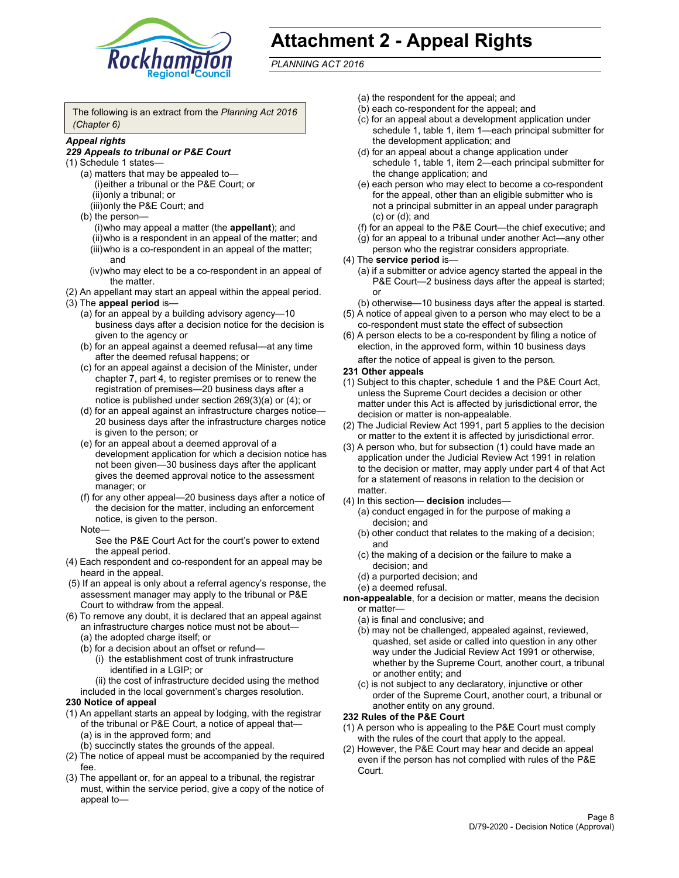# Attachment 2 - Appeal Rights

*PLANNING ACT 2016*

The following is an extract from the *Planning Act 2016 (Chapter 6)*

***Appeal rights***

***229 Appeals to tribunal or P&E Court***

(1) Schedule 1 states—

(a) matters that may be appealed to—

(i) either a tribunal or the P&E Court; or

(ii) only a tribunal; or

(iii) only the P&E Court; and

(b) the person—

(i) who may appeal a matter (the **appellant**); and

(ii) who is a respondent in an appeal of the matter; and

(iii) who is a co-respondent in an appeal of the matter; and

(iv) who may elect to be a co-respondent in an appeal of the matter.

(2) An appellant may start an appeal within the appeal period.

(3) The **appeal period** is—

(a) for an appeal by a building advisory agency—10 business days after a decision notice for the decision is given to the agency or

(b) for an appeal against a deemed refusal—at any time after the deemed refusal happens; or

(c) for an appeal against a decision of the Minister, under chapter 7, part 4, to register premises or to renew the registration of premises—20 business days after a notice is published under section 269(3)(a) or (4); or

(d) for an appeal against an infrastructure charges notice—20 business days after the infrastructure charges notice is given to the person; or

(e) for an appeal about a deemed approval of a development application for which a decision notice has not been given—30 business days after the applicant gives the deemed approval notice to the assessment manager; or

(f) for any other appeal—20 business days after a notice of the decision for the matter, including an enforcement notice, is given to the person.

Note—

See the P&E Court Act for the court's power to extend the appeal period.

(4) Each respondent and co-respondent for an appeal may be heard in the appeal.

(5) If an appeal is only about a referral agency's response, the assessment manager may apply to the tribunal or P&E Court to withdraw from the appeal.

(6) To remove any doubt, it is declared that an appeal against an infrastructure charges notice must not be about—

(a) the adopted charge itself; or

(b) for a decision about an offset or refund—

(i) the establishment cost of trunk infrastructure identified in a LGIP; or

(ii) the cost of infrastructure decided using the method included in the local government's charges resolution.

**230 Notice of appeal**

(1) An appellant starts an appeal by lodging, with the registrar of the tribunal or P&E Court, a notice of appeal that—

(a) is in the approved form; and

(b) succinctly states the grounds of the appeal.

(2) The notice of appeal must be accompanied by the required fee.

(3) The appellant or, for an appeal to a tribunal, the registrar must, within the service period, give a copy of the notice of appeal to—

(a) the respondent for the appeal; and

(b) each co-respondent for the appeal; and

(c) for an appeal about a development application under schedule 1, table 1, item 1—each principal submitter for the development application; and

(d) for an appeal about a change application under schedule 1, table 1, item 2—each principal submitter for the change application; and

(e) each person who may elect to become a co-respondent for the appeal, other than an eligible submitter who is not a principal submitter in an appeal under paragraph (c) or (d); and

(f) for an appeal to the P&E Court—the chief executive; and

(g) for an appeal to a tribunal under another Act—any other person who the registrar considers appropriate.

(4) The **service period** is—

(a) if a submitter or advice agency started the appeal in the P&E Court—2 business days after the appeal is started; or

(b) otherwise—10 business days after the appeal is started.

(5) A notice of appeal given to a person who may elect to be a co-respondent must state the effect of subsection

(6) A person elects to be a co-respondent by filing a notice of election, in the approved form, within 10 business days after the notice of appeal is given to the person.

**231 Other appeals**

(1) Subject to this chapter, schedule 1 and the P&E Court Act, unless the Supreme Court decides a decision or other matter under this Act is affected by jurisdictional error, the decision or matter is non-appealable.

(2) The Judicial Review Act 1991, part 5 applies to the decision or matter to the extent it is affected by jurisdictional error.

(3) A person who, but for subsection (1) could have made an application under the Judicial Review Act 1991 in relation to the decision or matter, may apply under part 4 of that Act for a statement of reasons in relation to the decision or matter.

(4) In this section— **decision** includes—

(a) conduct engaged in for the purpose of making a decision; and

(b) other conduct that relates to the making of a decision; and

(c) the making of a decision or the failure to make a decision; and

(d) a purported decision; and

(e) a deemed refusal.

**non-appealable**, for a decision or matter, means the decision or matter—

(a) is final and conclusive; and

(b) may not be challenged, appealed against, reviewed, quashed, set aside or called into question in any other way under the Judicial Review Act 1991 or otherwise, whether by the Supreme Court, another court, a tribunal or another entity; and

(c) is not subject to any declaratory, injunctive or other order of the Supreme Court, another court, a tribunal or another entity on any ground.

**232 Rules of the P&E Court**

(1) A person who is appealing to the P&E Court must comply with the rules of the court that apply to the appeal.

(2) However, the P&E Court may hear and decide an appeal even if the person has not complied with rules of the P&E Court.

D/79-2020 - Decision Notice (Approval)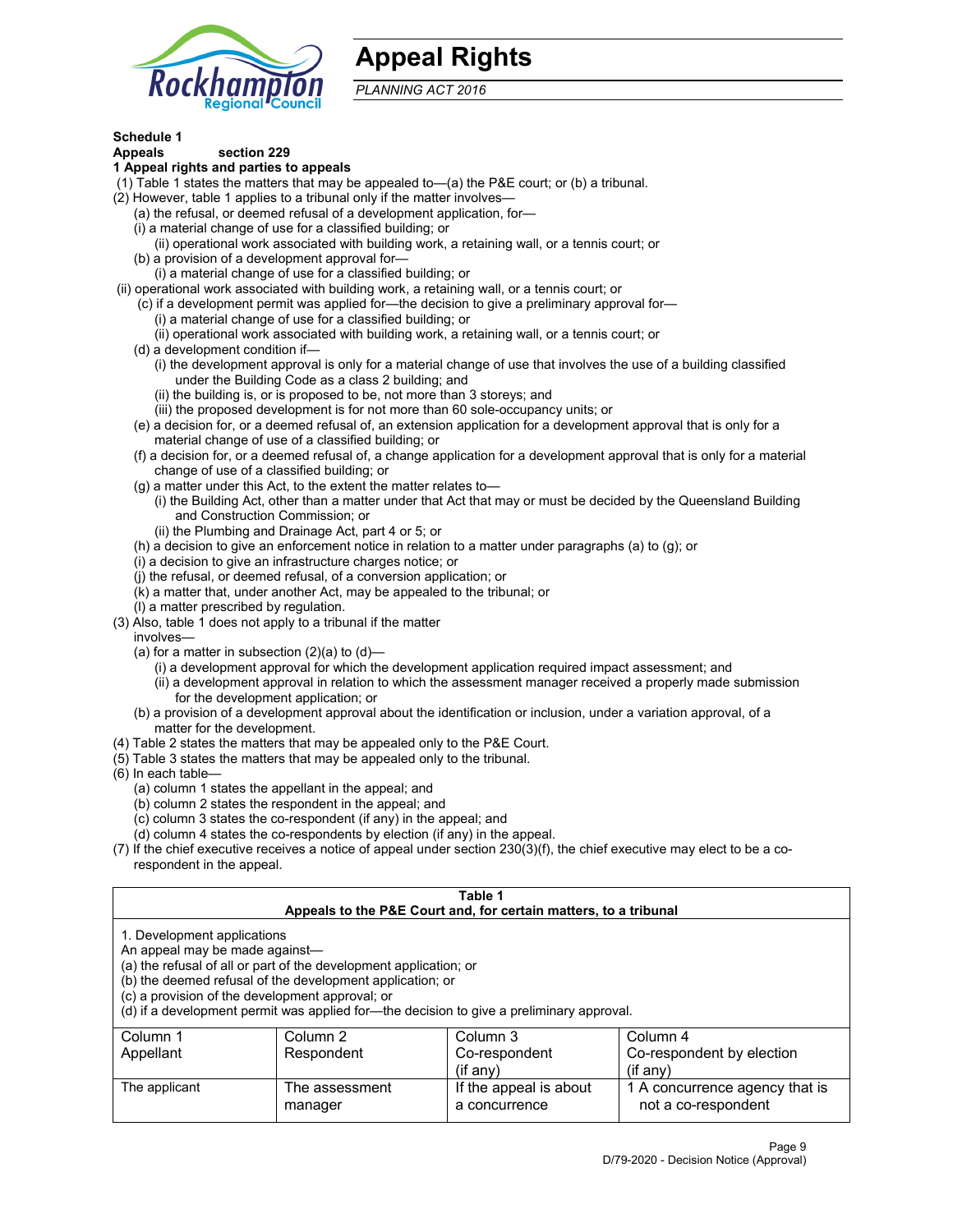# Appeal Rights

*PLANNING ACT 2016*

**Schedule 1**
**Appeals section 229**
**1 Appeal rights and parties to appeals**

(1) Table 1 states the matters that may be appealed to—(a) the P&E court; or (b) a tribunal.

(2) However, table 1 applies to a tribunal only if the matter involves—

(a) the refusal, or deemed refusal of a development application, for—

(i) a material change of use for a classified building; or

(ii) operational work associated with building work, a retaining wall, or a tennis court; or

(b) a provision of a development approval for—

(i) a material change of use for a classified building; or

(ii) operational work associated with building work, a retaining wall, or a tennis court; or

(c) if a development permit was applied for—the decision to give a preliminary approval for—

(i) a material change of use for a classified building; or

(ii) operational work associated with building work, a retaining wall, or a tennis court; or

(d) a development condition if—

(i) the development approval is only for a material change of use that involves the use of a building classified under the Building Code as a class 2 building; and

(ii) the building is, or is proposed to be, not more than 3 storeys; and

(iii) the proposed development is for not more than 60 sole-occupancy units; or

(e) a decision for, or a deemed refusal of, an extension application for a development approval that is only for a material change of use of a classified building; or

(f) a decision for, or a deemed refusal of, a change application for a development approval that is only for a material change of use of a classified building; or

(g) a matter under this Act, to the extent the matter relates to—

(i) the Building Act, other than a matter under that Act that may or must be decided by the Queensland Building and Construction Commission; or

(ii) the Plumbing and Drainage Act, part 4 or 5; or

(h) a decision to give an enforcement notice in relation to a matter under paragraphs (a) to (g); or

(i) a decision to give an infrastructure charges notice; or

(j) the refusal, or deemed refusal, of a conversion application; or

(k) a matter that, under another Act, may be appealed to the tribunal; or

(l) a matter prescribed by regulation.

(3) Also, table 1 does not apply to a tribunal if the matter involves—

(a) for a matter in subsection (2)(a) to (d)—

(i) a development approval for which the development application required impact assessment; and

(ii) a development approval in relation to which the assessment manager received a properly made submission for the development application; or

(b) a provision of a development approval about the identification or inclusion, under a variation approval, of a matter for the development.

(4) Table 2 states the matters that may be appealed only to the P&E Court.

(5) Table 3 states the matters that may be appealed only to the tribunal.

(6) In each table—

(a) column 1 states the appellant in the appeal; and

(b) column 2 states the respondent in the appeal; and

(c) column 3 states the co-respondent (if any) in the appeal; and

(d) column 4 states the co-respondents by election (if any) in the appeal.

(7) If the chief executive receives a notice of appeal under section 230(3)(f), the chief executive may elect to be a co-respondent in the appeal.

**Table 1**
**Appeals to the P&E Court and, for certain matters, to a tribunal**

1. Development applications
An appeal may be made against—
(a) the refusal of all or part of the development application; or
(b) the deemed refusal of the development application; or
(c) a provision of the development approval; or
(d) if a development permit was applied for—the decision to give a preliminary approval.

| Column 1 Appellant | Column 2 Respondent | Column 3 Co-respondent (if any) | Column 4 Co-respondent by election (if any) |
|---|---|---|---|
| The applicant | The assessment manager | If the appeal is about a concurrence | 1 A concurrence agency that is not a co-respondent |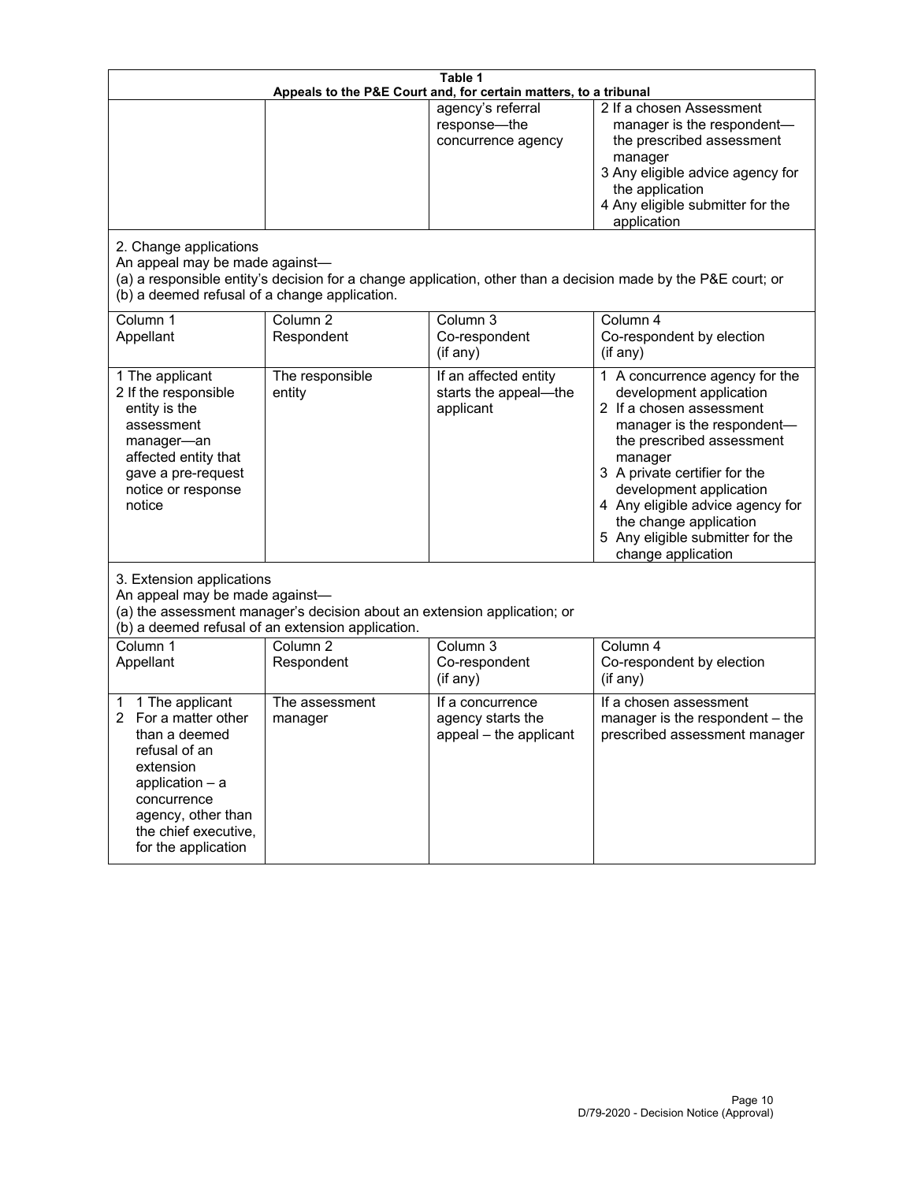**Table 1**
**Appeals to the P&E Court and, for certain matters, to a tribunal**

| | | | |
|---|---|---|---|
| | | agency's referral response—the concurrence agency | 2 If a chosen Assessment manager is the respondent—the prescribed assessment manager<br>3 Any eligible advice agency for the application<br>4 Any eligible submitter for the application |

2. Change applications

An appeal may be made against—

(a) a responsible entity's decision for a change application, other than a decision made by the P&E court; or

(b) a deemed refusal of a change application.

| Column 1<br>Appellant | Column 2<br>Respondent | Column 3<br>Co-respondent<br>(if any) | Column 4<br>Co-respondent by election<br>(if any) |
|---|---|---|---|
| 1 The applicant<br>2 If the responsible entity is the assessment manager—an affected entity that gave a pre-request notice or response notice | The responsible entity | If an affected entity starts the appeal—the applicant | 1 A concurrence agency for the development application<br>2 If a chosen assessment manager is the respondent—the prescribed assessment manager<br>3 A private certifier for the development application<br>4 Any eligible advice agency for the change application<br>5 Any eligible submitter for the change application |

3. Extension applications

An appeal may be made against—

(a) the assessment manager's decision about an extension application; or

(b) a deemed refusal of an extension application.

| Column 1<br>Appellant | Column 2<br>Respondent | Column 3<br>Co-respondent<br>(if any) | Column 4<br>Co-respondent by election<br>(if any) |
|---|---|---|---|
| 1 1 The applicant<br>2 For a matter other than a deemed refusal of an extension application – a concurrence agency, other than the chief executive, for the application | The assessment manager | If a concurrence agency starts the appeal – the applicant | If a chosen assessment manager is the respondent – the prescribed assessment manager |

D/79-2020 - Decision Notice (Approval)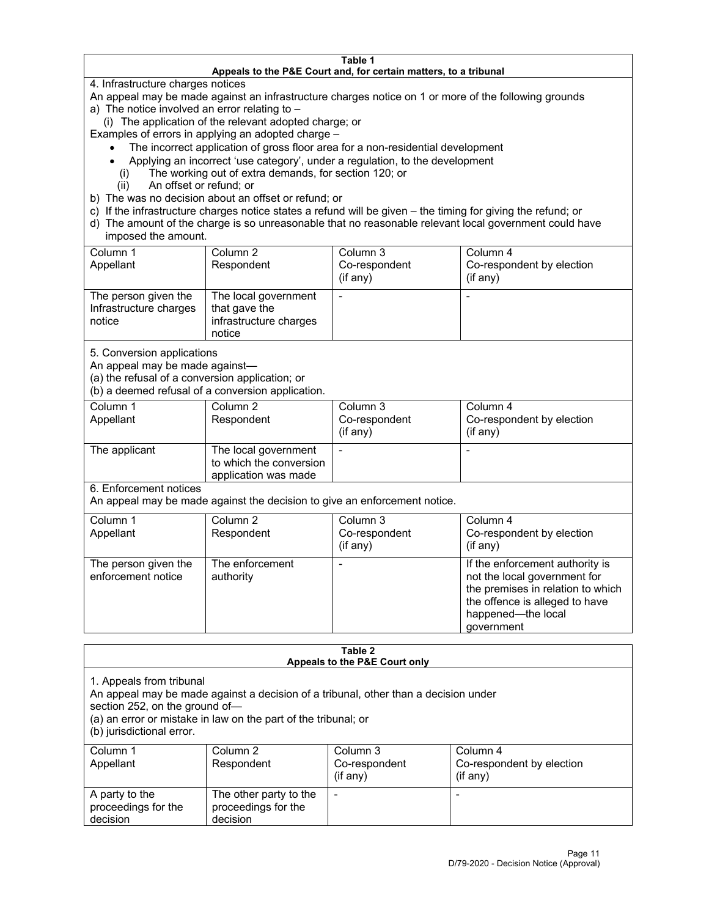**Table 1**
**Appeals to the P&E Court and, for certain matters, to a tribunal**

4. Infrastructure charges notices

An appeal may be made against an infrastructure charges notice on 1 or more of the following grounds

a) The notice involved an error relating to –
   (i) The application of the relevant adopted charge; or

Examples of errors in applying an adopted charge –

- The incorrect application of gross floor area for a non-residential development
- Applying an incorrect 'use category', under a regulation, to the development
   (i) The working out of extra demands, for section 120; or
   (ii) An offset or refund; or

b) The was no decision about an offset or refund; or

c) If the infrastructure charges notice states a refund will be given – the timing for giving the refund; or

d) The amount of the charge is so unreasonable that no reasonable relevant local government could have imposed the amount.

| Column 1<br>Appellant | Column 2<br>Respondent | Column 3<br>Co-respondent<br>(if any) | Column 4<br>Co-respondent by election<br>(if any) |
|---|---|---|---|
| The person given the Infrastructure charges notice | The local government that gave the infrastructure charges notice | - | - |

5. Conversion applications

An appeal may be made against—
(a) the refusal of a conversion application; or
(b) a deemed refusal of a conversion application.

| Column 1<br>Appellant | Column 2<br>Respondent | Column 3<br>Co-respondent<br>(if any) | Column 4<br>Co-respondent by election<br>(if any) |
|---|---|---|---|
| The applicant | The local government to which the conversion application was made | - | - |

6. Enforcement notices

An appeal may be made against the decision to give an enforcement notice.

| Column 1<br>Appellant | Column 2<br>Respondent | Column 3<br>Co-respondent<br>(if any) | Column 4<br>Co-respondent by election<br>(if any) |
|---|---|---|---|
| The person given the enforcement notice | The enforcement authority | - | If the enforcement authority is not the local government for the premises in relation to which the offence is alleged to have happened—the local government |

**Table 2**
**Appeals to the P&E Court only**

1. Appeals from tribunal

An appeal may be made against a decision of a tribunal, other than a decision under section 252, on the ground of—
(a) an error or mistake in law on the part of the tribunal; or
(b) jurisdictional error.

| Column 1<br>Appellant | Column 2<br>Respondent | Column 3<br>Co-respondent<br>(if any) | Column 4<br>Co-respondent by election<br>(if any) |
|---|---|---|---|
| A party to the proceedings for the decision | The other party to the proceedings for the decision | - | - |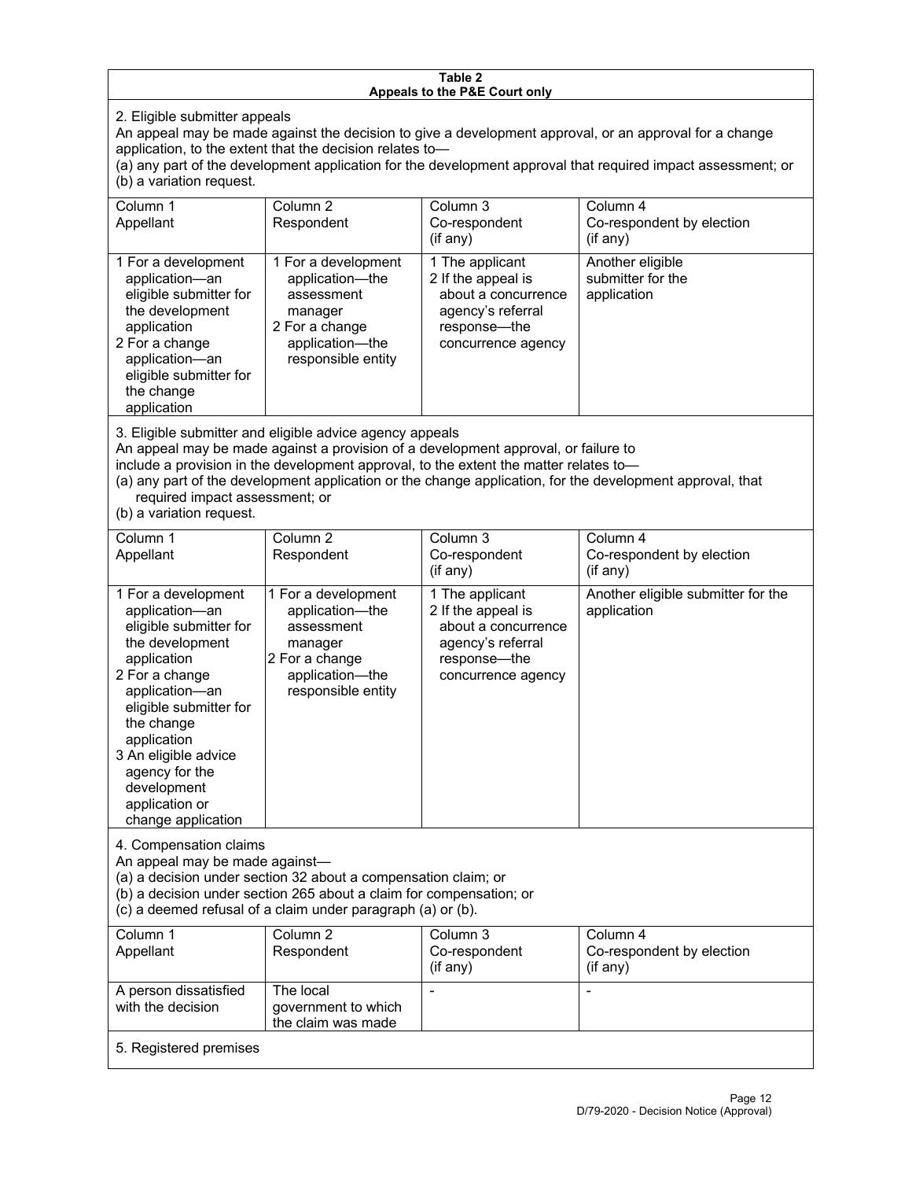**Table 2**
**Appeals to the P&E Court only**

2. Eligible submitter appeals

An appeal may be made against the decision to give a development approval, or an approval for a change application, to the extent that the decision relates to—

(a) any part of the development application for the development approval that required impact assessment; or
(b) a variation request.

| Column 1 Appellant | Column 2 Respondent | Column 3 Co-respondent (if any) | Column 4 Co-respondent by election (if any) |
|---|---|---|---|
| 1 For a development application—an eligible submitter for the development application<br>2 For a change application—an eligible submitter for the change application | 1 For a development application—the assessment manager<br>2 For a change application—the responsible entity | 1 The applicant<br>2 If the appeal is about a concurrence agency's referral response—the concurrence agency | Another eligible submitter for the application |

3. Eligible submitter and eligible advice agency appeals

An appeal may be made against a provision of a development approval, or failure to include a provision in the development approval, to the extent the matter relates to—

(a) any part of the development application or the change application, for the development approval, that required impact assessment; or
(b) a variation request.

| Column 1 Appellant | Column 2 Respondent | Column 3 Co-respondent (if any) | Column 4 Co-respondent by election (if any) |
|---|---|---|---|
| 1 For a development application—an eligible submitter for the development application<br>2 For a change application—an eligible submitter for the change application<br>3 An eligible advice agency for the development application or change application | 1 For a development application—the assessment manager<br>2 For a change application—the responsible entity | 1 The applicant<br>2 If the appeal is about a concurrence agency's referral response—the concurrence agency | Another eligible submitter for the application |

4. Compensation claims

An appeal may be made against—

(a) a decision under section 32 about a compensation claim; or
(b) a decision under section 265 about a claim for compensation; or
(c) a deemed refusal of a claim under paragraph (a) or (b).

| Column 1 Appellant | Column 2 Respondent | Column 3 Co-respondent (if any) | Column 4 Co-respondent by election (if any) |
|---|---|---|---|
| A person dissatisfied with the decision | The local government to which the claim was made | - | - |

5. Registered premises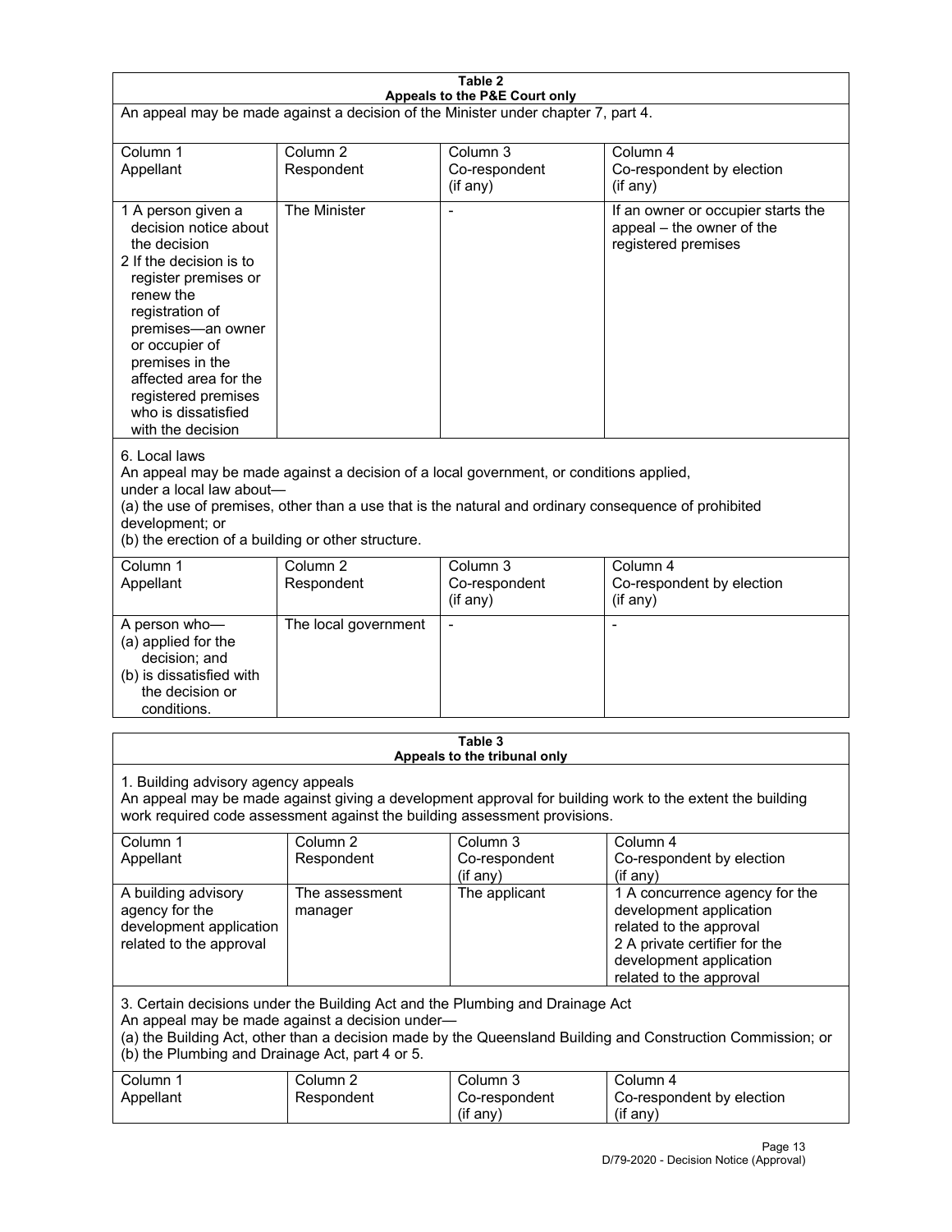**Table 2**
**Appeals to the P&E Court only**

An appeal may be made against a decision of the Minister under chapter 7, part 4.

| Column 1<br>Appellant | Column 2<br>Respondent | Column 3<br>Co-respondent<br>(if any) | Column 4<br>Co-respondent by election<br>(if any) |
|---|---|---|---|
| 1 A person given a decision notice about the decision<br>2 If the decision is to register premises or renew the registration of premises—an owner or occupier of premises in the affected area for the registered premises who is dissatisfied with the decision | The Minister | - | If an owner or occupier starts the appeal – the owner of the registered premises |

6. Local laws

An appeal may be made against a decision of a local government, or conditions applied, under a local law about—

(a) the use of premises, other than a use that is the natural and ordinary consequence of prohibited development; or

(b) the erection of a building or other structure.

| Column 1<br>Appellant | Column 2<br>Respondent | Column 3<br>Co-respondent<br>(if any) | Column 4<br>Co-respondent by election<br>(if any) |
|---|---|---|---|
| A person who—<br>(a) applied for the decision; and<br>(b) is dissatisfied with the decision or conditions. | The local government | - | - |

**Table 3**
**Appeals to the tribunal only**

1. Building advisory agency appeals

An appeal may be made against giving a development approval for building work to the extent the building work required code assessment against the building assessment provisions.

| Column 1<br>Appellant | Column 2<br>Respondent | Column 3<br>Co-respondent<br>(if any) | Column 4<br>Co-respondent by election<br>(if any) |
|---|---|---|---|
| A building advisory agency for the development application related to the approval | The assessment manager | The applicant | 1 A concurrence agency for the development application related to the approval<br>2 A private certifier for the development application related to the approval |

3. Certain decisions under the Building Act and the Plumbing and Drainage Act

An appeal may be made against a decision under—

(a) the Building Act, other than a decision made by the Queensland Building and Construction Commission; or

(b) the Plumbing and Drainage Act, part 4 or 5.

| Column 1<br>Appellant | Column 2<br>Respondent | Column 3<br>Co-respondent<br>(if any) | Column 4<br>Co-respondent by election<br>(if any) |
|---|---|---|---|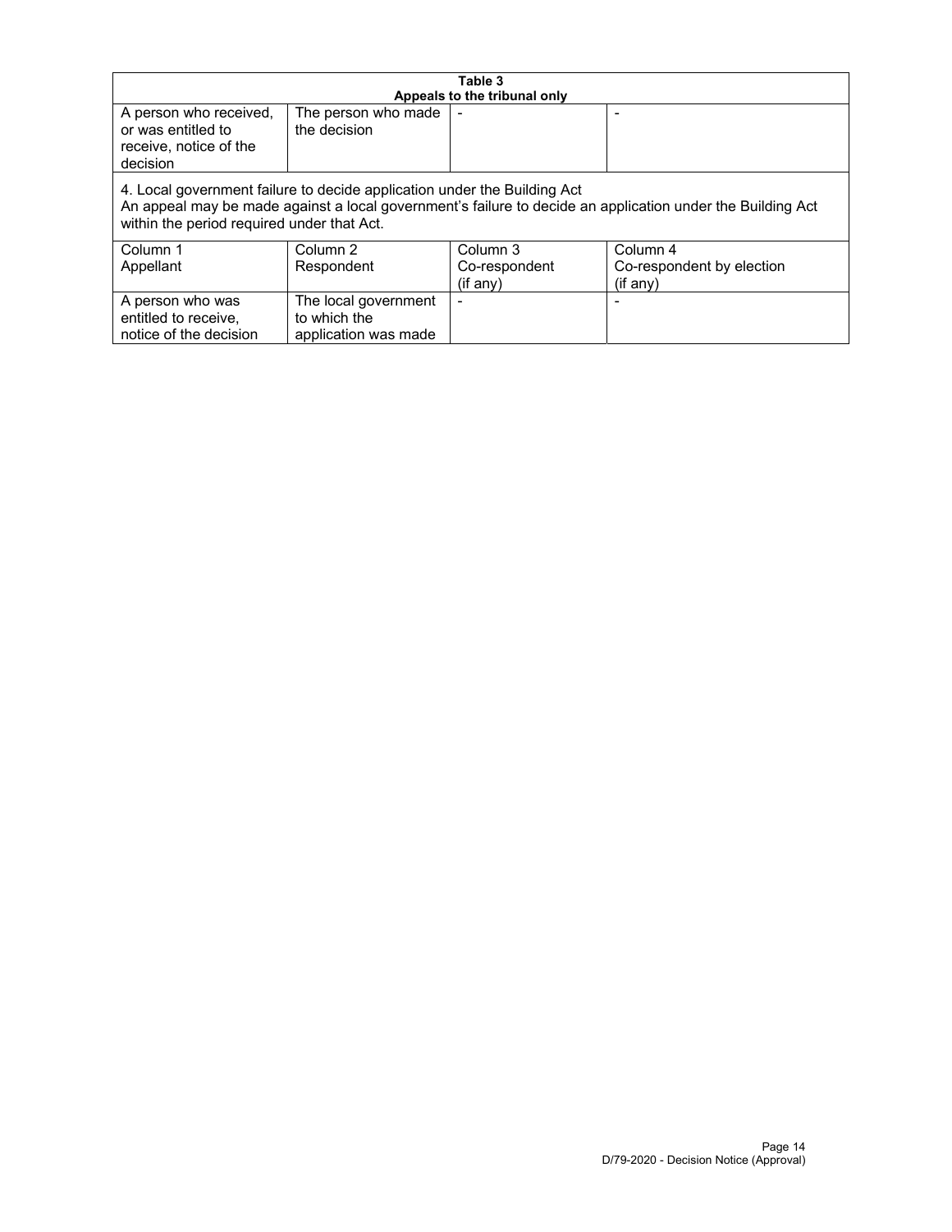**Table 3**
**Appeals to the tribunal only**

| | | | |
|---|---|---|---|
| A person who received, or was entitled to receive, notice of the decision | The person who made the decision | - | - |

4. Local government failure to decide application under the Building Act
An appeal may be made against a local government's failure to decide an application under the Building Act within the period required under that Act.

| Column 1<br>Appellant | Column 2<br>Respondent | Column 3<br>Co-respondent<br>(if any) | Column 4<br>Co-respondent by election<br>(if any) |
|---|---|---|---|
| A person who was entitled to receive, notice of the decision | The local government to which the application was made | - | - |